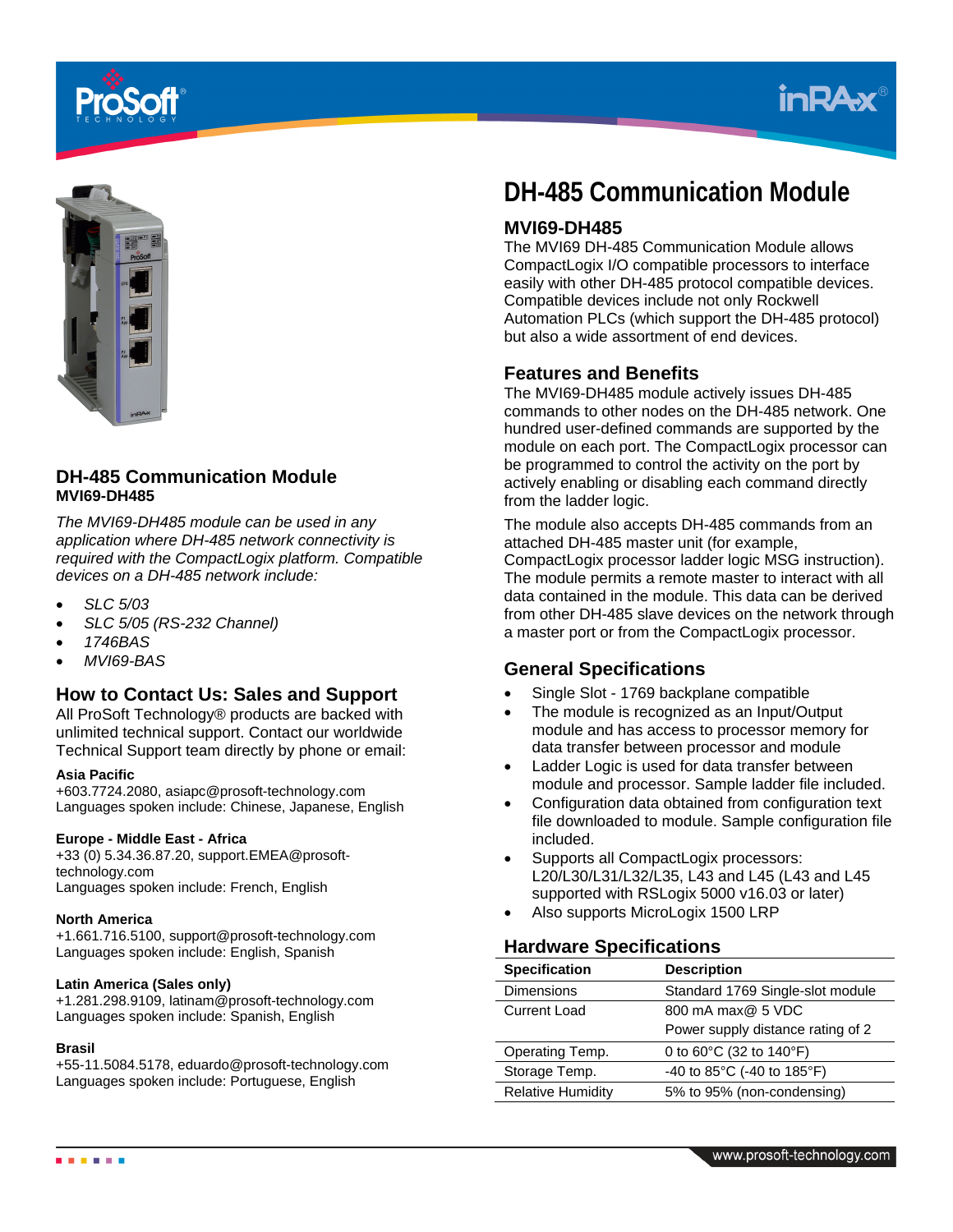# DH-485 Communication Module

## MVI69-DH485

The MVI69 DH-485 Communication Module allows CompactLogix I/O compatible processors to interface easily with other DH-485 protocol compatible devices. Compatible devices include not only Rockwell Automation PLCs (which support the DH-485 protocol) but also a wide assortment of end devices.

## DH-485 Communication Module

**MVI69-DH485**

*The MVI69-DH485 module can be used in any application where DH-485 network connectivity is required with the CompactLogix platform. Compatible devices on a DH-485 network include:*

- *SLC 5/03*
- *SLC 5/05 (RS-232 Channel)*
- *1746BAS*
- *MVI69-BAS*

## Features and Benefits

The MVI69-DH485 module actively issues DH-485 commands to other nodes on the DH-485 network. One hundred user-defined commands are supported by the module on each port. The CompactLogix processor can be programmed to control the activity on the port by actively enabling or disabling each command directly from the ladder logic.

The module also accepts DH-485 commands from an attached DH-485 master unit (for example, CompactLogix processor ladder logic MSG instruction). The module permits a remote master to interact with all data contained in the module. This data can be derived from other DH-485 slave devices on the network through a master port or from the CompactLogix processor.

## General Specifications

- Single Slot - 1769 backplane compatible
- The module is recognized as an Input/Output module and has access to processor memory for data transfer between processor and module
- Ladder Logic is used for data transfer between module and processor. Sample ladder file included.
- Configuration data obtained from configuration text file downloaded to module. Sample configuration file included.
- Supports all CompactLogix processors: L20/L30/L31/L32/L35, L43 and L45 (L43 and L45 supported with RSLogix 5000 v16.03 or later)
- Also supports MicroLogix 1500 LRP

## Hardware Specifications

| Specification | Description |
|---|---|
| Dimensions | Standard 1769 Single-slot module |
| Current Load | 800 mA max@ 5 VDC<br>Power supply distance rating of 2 |
| Operating Temp. | 0 to 60°C (32 to 140°F) |
| Storage Temp. | -40 to 85°C (-40 to 185°F) |
| Relative Humidity | 5% to 95% (non-condensing) |

## How to Contact Us: Sales and Support

All ProSoft Technology® products are backed with unlimited technical support. Contact our worldwide Technical Support team directly by phone or email:

**Asia Pacific**
+603.7724.2080, asiapc@prosoft-technology.com
Languages spoken include: Chinese, Japanese, English

**Europe - Middle East - Africa**
+33 (0) 5.34.36.87.20, support.EMEA@prosoft-technology.com
Languages spoken include: French, English

**North America**
+1.661.716.5100, support@prosoft-technology.com
Languages spoken include: English, Spanish

**Latin America (Sales only)**
+1.281.298.9109, latinam@prosoft-technology.com
Languages spoken include: Spanish, English

**Brasil**
+55-11.5084.5178, eduardo@prosoft-technology.com
Languages spoken include: Portuguese, English

www.prosoft-technology.com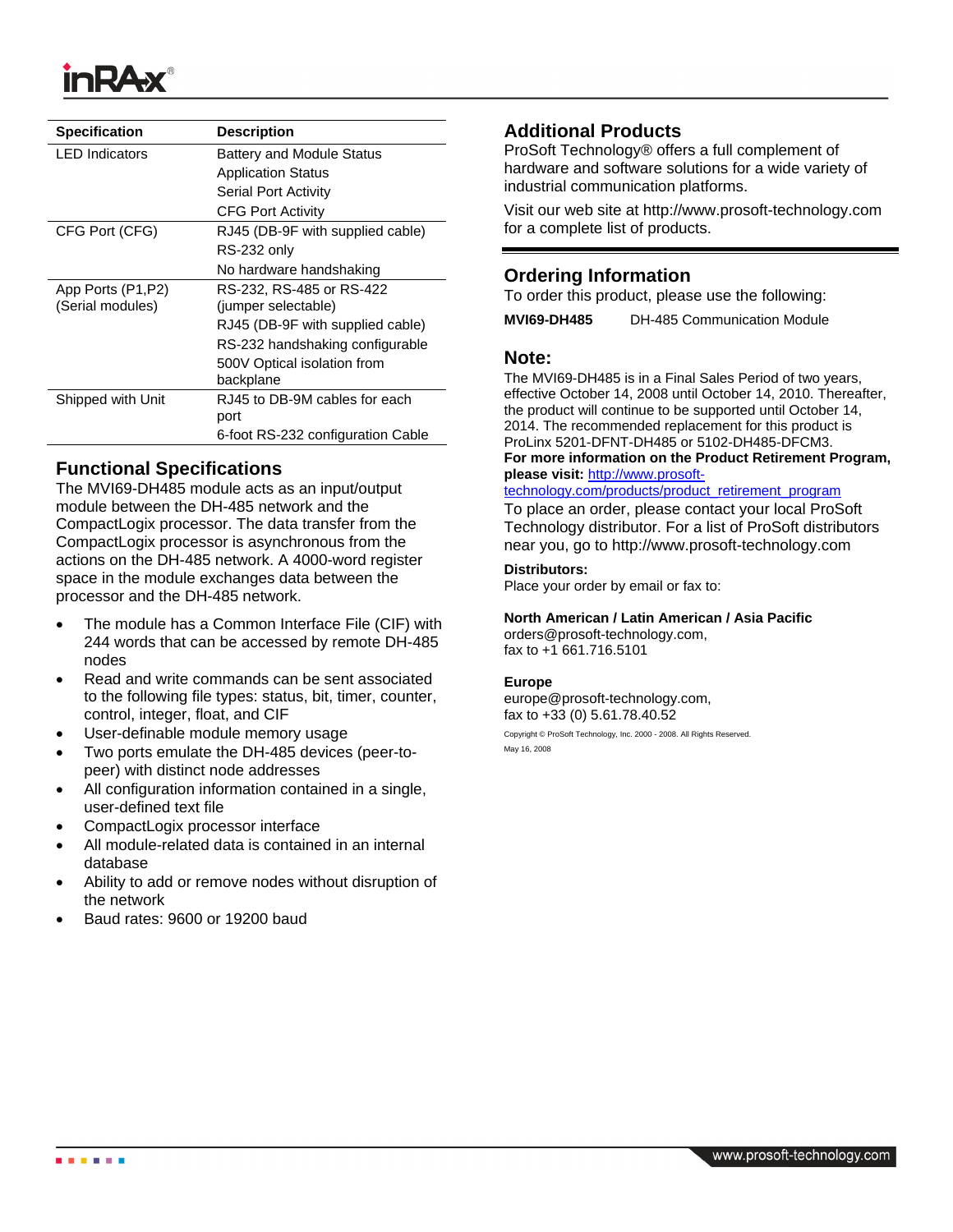| Specification | Description |
| --- | --- |
| LED Indicators | Battery and Module Status<br>Application Status<br>Serial Port Activity<br>CFG Port Activity |
| CFG Port (CFG) | RJ45 (DB-9F with supplied cable)<br>RS-232 only<br>No hardware handshaking |
| App Ports (P1,P2) (Serial modules) | RS-232, RS-485 or RS-422 (jumper selectable)<br>RJ45 (DB-9F with supplied cable)<br>RS-232 handshaking configurable<br>500V Optical isolation from backplane |
| Shipped with Unit | RJ45 to DB-9M cables for each port<br>6-foot RS-232 configuration Cable |

## Functional Specifications

The MVI69-DH485 module acts as an input/output module between the DH-485 network and the CompactLogix processor. The data transfer from the CompactLogix processor is asynchronous from the actions on the DH-485 network. A 4000-word register space in the module exchanges data between the processor and the DH-485 network.

- The module has a Common Interface File (CIF) with 244 words that can be accessed by remote DH-485 nodes
- Read and write commands can be sent associated to the following file types: status, bit, timer, counter, control, integer, float, and CIF
- User-definable module memory usage
- Two ports emulate the DH-485 devices (peer-to-peer) with distinct node addresses
- All configuration information contained in a single, user-defined text file
- CompactLogix processor interface
- All module-related data is contained in an internal database
- Ability to add or remove nodes without disruption of the network
- Baud rates: 9600 or 19200 baud

## Additional Products

ProSoft Technology® offers a full complement of hardware and software solutions for a wide variety of industrial communication platforms.

Visit our web site at http://www.prosoft-technology.com for a complete list of products.

## Ordering Information

To order this product, please use the following:

**MVI69-DH485** DH-485 Communication Module

## Note:

The MVI69-DH485 is in a Final Sales Period of two years, effective October 14, 2008 until October 14, 2010. Thereafter, the product will continue to be supported until October 14, 2014. The recommended replacement for this product is ProLinx 5201-DFNT-DH485 or 5102-DH485-DFCM3.
**For more information on the Product Retirement Program, please visit:** http://www.prosoft-technology.com/products/product_retirement_program

To place an order, please contact your local ProSoft Technology distributor. For a list of ProSoft distributors near you, go to http://www.prosoft-technology.com

**Distributors:**
Place your order by email or fax to:

**North American / Latin American / Asia Pacific**
orders@prosoft-technology.com,
fax to +1 661.716.5101

**Europe**
europe@prosoft-technology.com,
fax to +33 (0) 5.61.78.40.52

Copyright © ProSoft Technology, Inc. 2000 - 2008. All Rights Reserved.
May 16, 2008